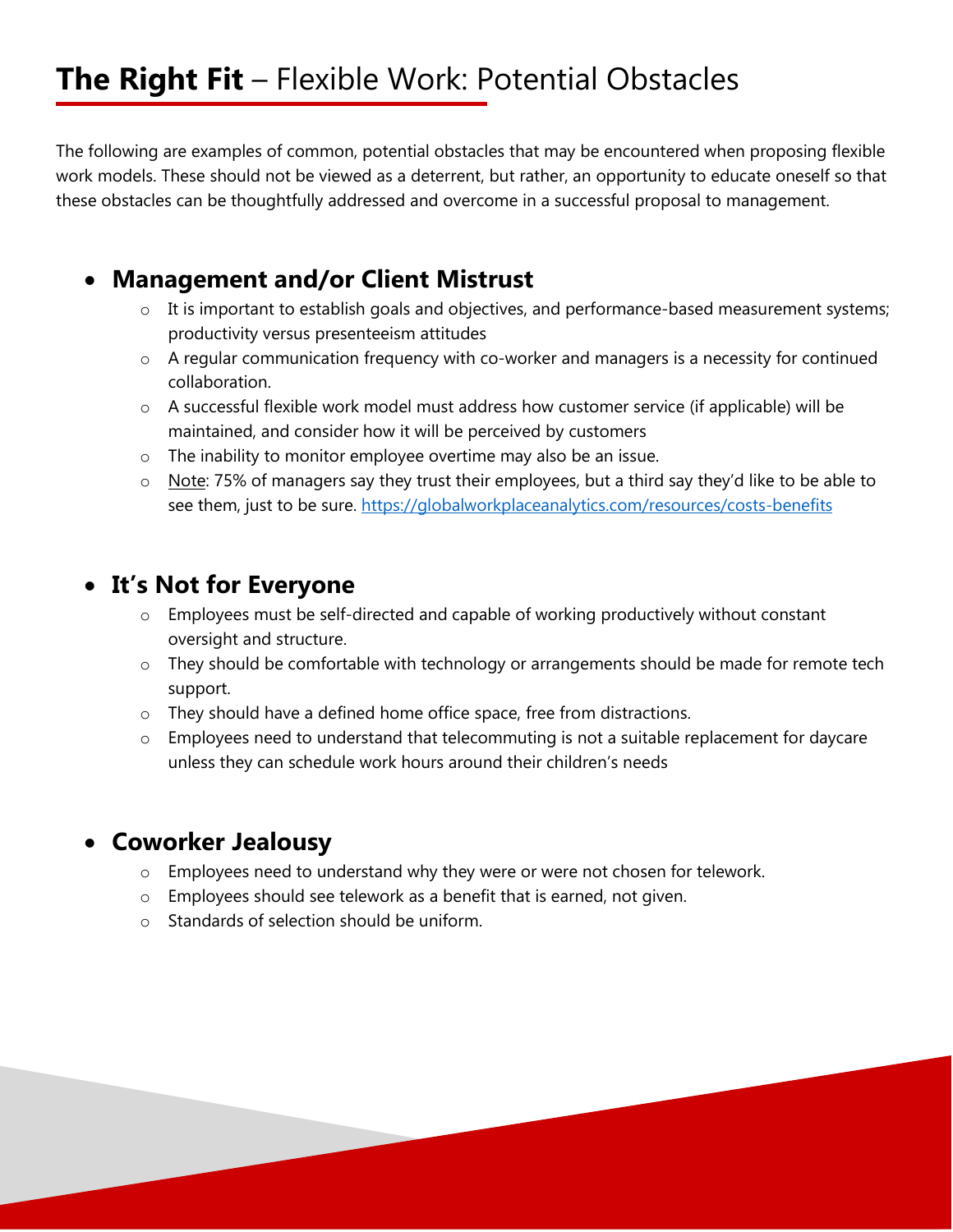# **The Right Fit** – Flexible Work: Potential Obstacles

The following are examples of common, potential obstacles that may be encountered when proposing flexible work models. These should not be viewed as a deterrent, but rather, an opportunity to educate oneself so that these obstacles can be thoughtfully addressed and overcome in a successful proposal to management.

- **Management and/or Client Mistrust**
  - It is important to establish goals and objectives, and performance-based measurement systems; productivity versus presenteeism attitudes
  - A regular communication frequency with co-worker and managers is a necessity for continued collaboration.
  - A successful flexible work model must address how customer service (if applicable) will be maintained, and consider how it will be perceived by customers
  - The inability to monitor employee overtime may also be an issue.
  - Note: 75% of managers say they trust their employees, but a third say they'd like to be able to see them, just to be sure. https://globalworkplaceanalytics.com/resources/costs-benefits

- **It's Not for Everyone**
  - Employees must be self-directed and capable of working productively without constant oversight and structure.
  - They should be comfortable with technology or arrangements should be made for remote tech support.
  - They should have a defined home office space, free from distractions.
  - Employees need to understand that telecommuting is not a suitable replacement for daycare unless they can schedule work hours around their children's needs

- **Coworker Jealousy**
  - Employees need to understand why they were or were not chosen for telework.
  - Employees should see telework as a benefit that is earned, not given.
  - Standards of selection should be uniform.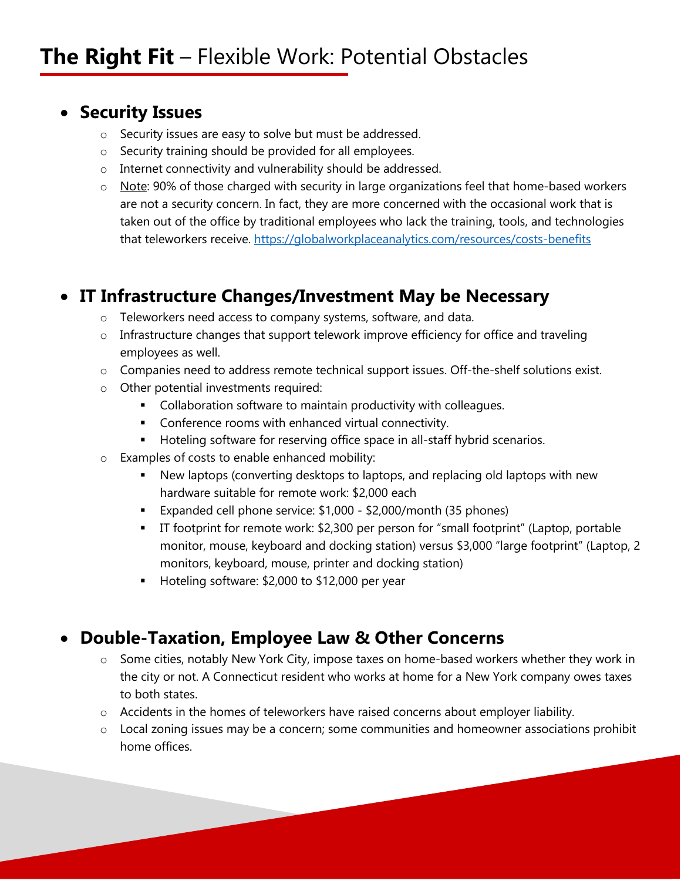# **The Right Fit** – Flexible Work: Potential Obstacles

- **Security Issues**
  - Security issues are easy to solve but must be addressed.
  - Security training should be provided for all employees.
  - Internet connectivity and vulnerability should be addressed.
  - Note: 90% of those charged with security in large organizations feel that home-based workers are not a security concern. In fact, they are more concerned with the occasional work that is taken out of the office by traditional employees who lack the training, tools, and technologies that teleworkers receive. https://globalworkplaceanalytics.com/resources/costs-benefits

- **IT Infrastructure Changes/Investment May be Necessary**
  - Teleworkers need access to company systems, software, and data.
  - Infrastructure changes that support telework improve efficiency for office and traveling employees as well.
  - Companies need to address remote technical support issues. Off-the-shelf solutions exist.
  - Other potential investments required:
    - Collaboration software to maintain productivity with colleagues.
    - Conference rooms with enhanced virtual connectivity.
    - Hoteling software for reserving office space in all-staff hybrid scenarios.
  - Examples of costs to enable enhanced mobility:
    - New laptops (converting desktops to laptops, and replacing old laptops with new hardware suitable for remote work: $2,000 each
    - Expanded cell phone service: $1,000 - $2,000/month (35 phones)
    - IT footprint for remote work: $2,300 per person for "small footprint" (Laptop, portable monitor, mouse, keyboard and docking station) versus $3,000 "large footprint" (Laptop, 2 monitors, keyboard, mouse, printer and docking station)
    - Hoteling software: $2,000 to $12,000 per year

- **Double-Taxation, Employee Law & Other Concerns**
  - Some cities, notably New York City, impose taxes on home-based workers whether they work in the city or not. A Connecticut resident who works at home for a New York company owes taxes to both states.
  - Accidents in the homes of teleworkers have raised concerns about employer liability.
  - Local zoning issues may be a concern; some communities and homeowner associations prohibit home offices.